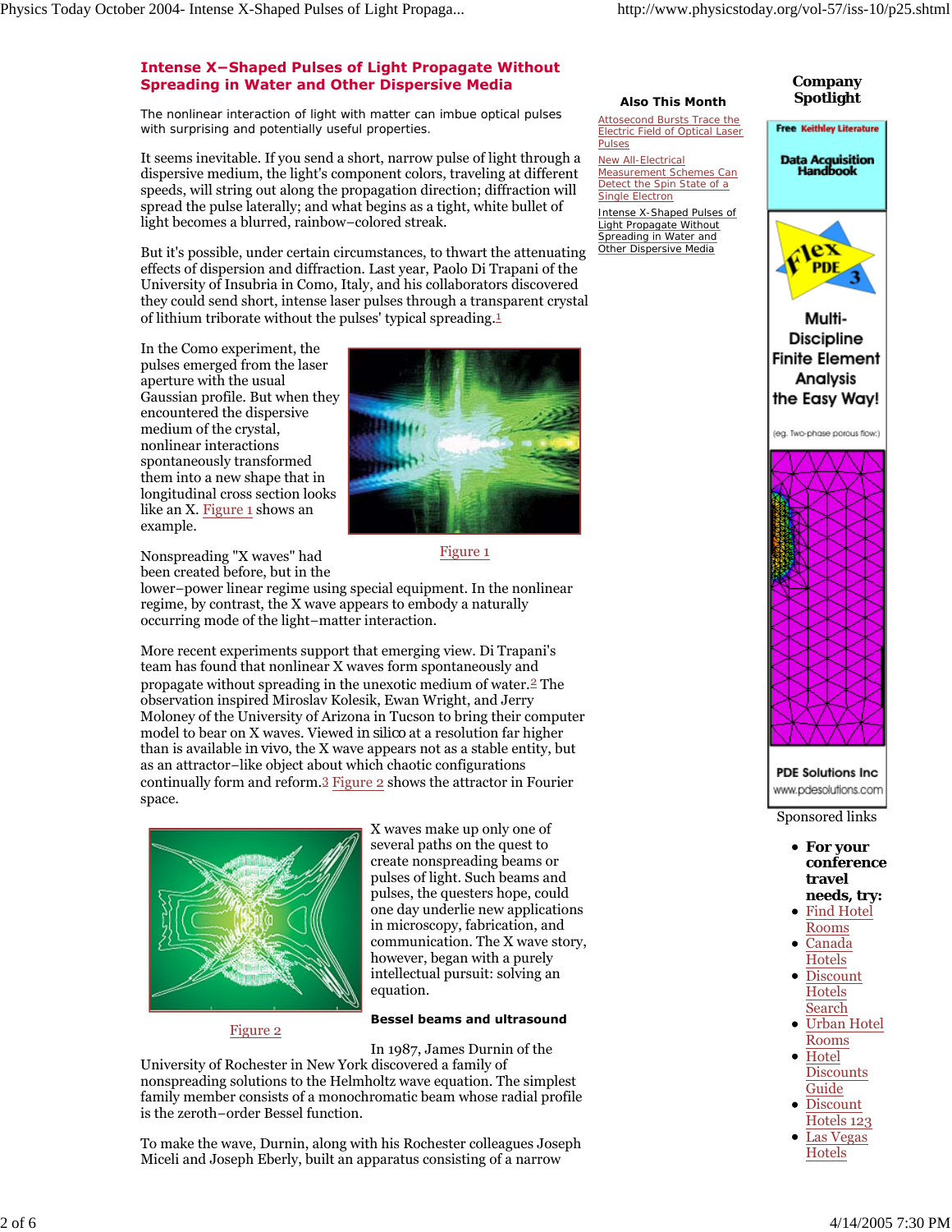# Intense X–Shaped Pulses of Light Propagate Without Spreading in Water and Other Dispersive Media

The nonlinear interaction of light with matter can imbue optical pulses with surprising and potentially useful properties.

It seems inevitable. If you send a short, narrow pulse of light through a dispersive medium, the light's component colors, traveling at different speeds, will string out along the propagation direction; diffraction will spread the pulse laterally; and what begins as a tight, white bullet of light becomes a blurred, rainbow–colored streak.

But it's possible, under certain circumstances, to thwart the attenuating effects of dispersion and diffraction. Last year, Paolo Di Trapani of the University of Insubria in Como, Italy, and his collaborators discovered they could send short, intense laser pulses through a transparent crystal of lithium triborate without the pulses' typical spreading.[1]

In the Como experiment, the pulses emerged from the laser aperture with the usual Gaussian profile. But when they encountered the dispersive medium of the crystal, nonlinear interactions spontaneously transformed them into a new shape that in longitudinal cross section looks like an X. Figure 1 shows an example.

Figure 1

Nonspreading "X waves" had been created before, but in the lower–power linear regime using special equipment. In the nonlinear regime, by contrast, the X wave appears to embody a naturally occurring mode of the light–matter interaction.

More recent experiments support that emerging view. Di Trapani's team has found that nonlinear X waves form spontaneously and propagate without spreading in the unexotic medium of water.[2] The observation inspired Miroslav Kolesik, Ewan Wright, and Jerry Moloney of the University of Arizona in Tucson to bring their computer model to bear on X waves. Viewed in silico at a resolution far higher than is available in vivo, the X wave appears not as a stable entity, but as an attractor–like object about which chaotic configurations continually form and reform.[3] Figure 2 shows the attractor in Fourier space.

Figure 2

X waves make up only one of several paths on the quest to create nonspreading beams or pulses of light. Such beams and pulses, the questers hope, could one day underlie new applications in microscopy, fabrication, and communication. The X wave story, however, began with a purely intellectual pursuit: solving an equation.

### Bessel beams and ultrasound

In 1987, James Durnin of the University of Rochester in New York discovered a family of nonspreading solutions to the Helmholtz wave equation. The simplest family member consists of a monochromatic beam whose radial profile is the zeroth–order Bessel function.

To make the wave, Durnin, along with his Rochester colleagues Joseph Miceli and Joseph Eberly, built an apparatus consisting of a narrow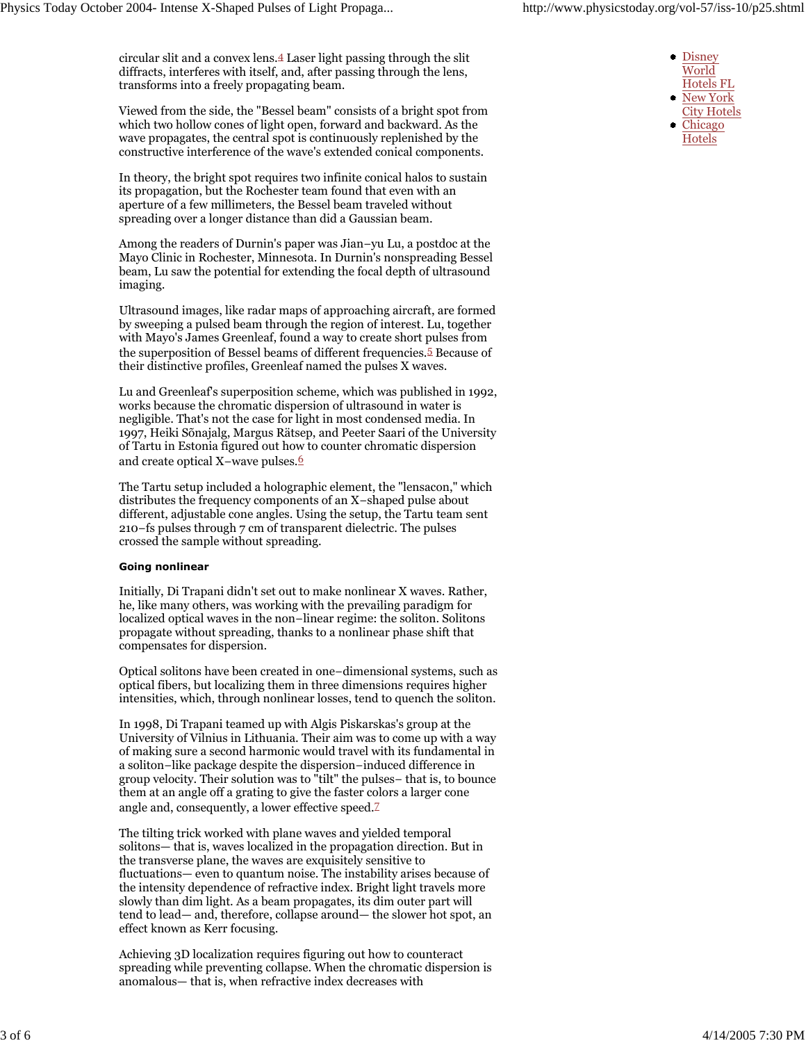circular slit and a convex lens.[4] Laser light passing through the slit diffracts, interferes with itself, and, after passing through the lens, transforms into a freely propagating beam.

Viewed from the side, the "Bessel beam" consists of a bright spot from which two hollow cones of light open, forward and backward. As the wave propagates, the central spot is continuously replenished by the constructive interference of the wave's extended conical components.

In theory, the bright spot requires two infinite conical halos to sustain its propagation, but the Rochester team found that even with an aperture of a few millimeters, the Bessel beam traveled without spreading over a longer distance than did a Gaussian beam.

Among the readers of Durnin's paper was Jian–yu Lu, a postdoc at the Mayo Clinic in Rochester, Minnesota. In Durnin's nonspreading Bessel beam, Lu saw the potential for extending the focal depth of ultrasound imaging.

Ultrasound images, like radar maps of approaching aircraft, are formed by sweeping a pulsed beam through the region of interest. Lu, together with Mayo's James Greenleaf, found a way to create short pulses from the superposition of Bessel beams of different frequencies.[5] Because of their distinctive profiles, Greenleaf named the pulses X waves.

Lu and Greenleaf's superposition scheme, which was published in 1992, works because the chromatic dispersion of ultrasound in water is negligible. That's not the case for light in most condensed media. In 1997, Heiki Sõnajalg, Margus Rätsep, and Peeter Saari of the University of Tartu in Estonia figured out how to counter chromatic dispersion and create optical X–wave pulses.[6]

The Tartu setup included a holographic element, the "lensacon," which distributes the frequency components of an X–shaped pulse about different, adjustable cone angles. Using the setup, the Tartu team sent 210–fs pulses through 7 cm of transparent dielectric. The pulses crossed the sample without spreading.

#### Going nonlinear

Initially, Di Trapani didn't set out to make nonlinear X waves. Rather, he, like many others, was working with the prevailing paradigm for localized optical waves in the non–linear regime: the soliton. Solitons propagate without spreading, thanks to a nonlinear phase shift that compensates for dispersion.

Optical solitons have been created in one–dimensional systems, such as optical fibers, but localizing them in three dimensions requires higher intensities, which, through nonlinear losses, tend to quench the soliton.

In 1998, Di Trapani teamed up with Algis Piskarskas's group at the University of Vilnius in Lithuania. Their aim was to come up with a way of making sure a second harmonic would travel with its fundamental in a soliton–like package despite the dispersion–induced difference in group velocity. Their solution was to "tilt" the pulses– that is, to bounce them at an angle off a grating to give the faster colors a larger cone angle and, consequently, a lower effective speed.[7]

The tilting trick worked with plane waves and yielded temporal solitons— that is, waves localized in the propagation direction. But in the transverse plane, the waves are exquisitely sensitive to fluctuations— even to quantum noise. The instability arises because of the intensity dependence of refractive index. Bright light travels more slowly than dim light. As a beam propagates, its dim outer part will tend to lead— and, therefore, collapse around— the slower hot spot, an effect known as Kerr focusing.

Achieving 3D localization requires figuring out how to counteract spreading while preventing collapse. When the chromatic dispersion is anomalous— that is, when refractive index decreases with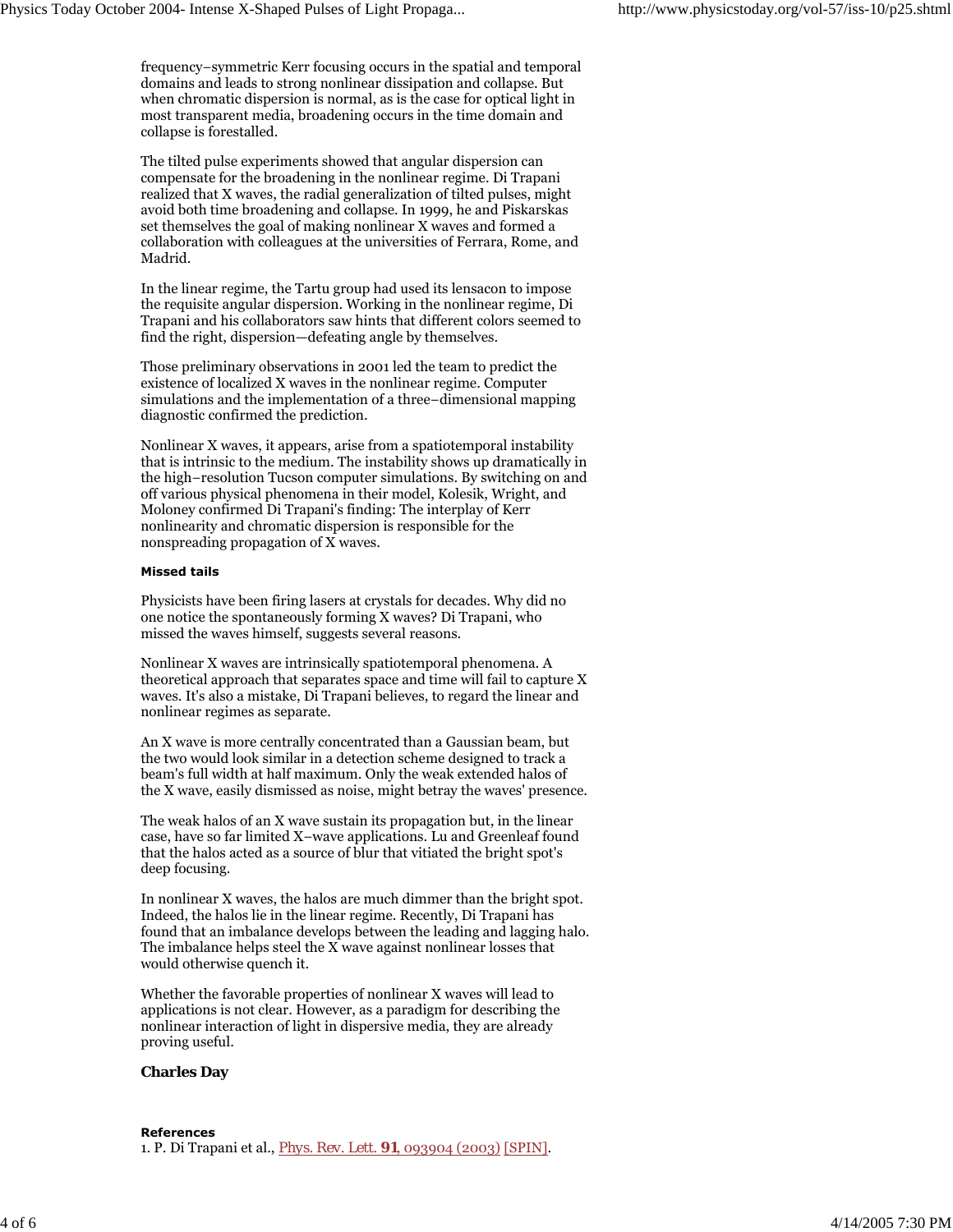frequency–symmetric Kerr focusing occurs in the spatial and temporal domains and leads to strong nonlinear dissipation and collapse. But when chromatic dispersion is normal, as is the case for optical light in most transparent media, broadening occurs in the time domain and collapse is forestalled.

The tilted pulse experiments showed that angular dispersion can compensate for the broadening in the nonlinear regime. Di Trapani realized that X waves, the radial generalization of tilted pulses, might avoid both time broadening and collapse. In 1999, he and Piskarskas set themselves the goal of making nonlinear X waves and formed a collaboration with colleagues at the universities of Ferrara, Rome, and Madrid.

In the linear regime, the Tartu group had used its lensacon to impose the requisite angular dispersion. Working in the nonlinear regime, Di Trapani and his collaborators saw hints that different colors seemed to find the right, dispersion—defeating angle by themselves.

Those preliminary observations in 2001 led the team to predict the existence of localized X waves in the nonlinear regime. Computer simulations and the implementation of a three–dimensional mapping diagnostic confirmed the prediction.

Nonlinear X waves, it appears, arise from a spatiotemporal instability that is intrinsic to the medium. The instability shows up dramatically in the high–resolution Tucson computer simulations. By switching on and off various physical phenomena in their model, Kolesik, Wright, and Moloney confirmed Di Trapani's finding: The interplay of Kerr nonlinearity and chromatic dispersion is responsible for the nonspreading propagation of X waves.

#### Missed tails

Physicists have been firing lasers at crystals for decades. Why did no one notice the spontaneously forming X waves? Di Trapani, who missed the waves himself, suggests several reasons.

Nonlinear X waves are intrinsically spatiotemporal phenomena. A theoretical approach that separates space and time will fail to capture X waves. It's also a mistake, Di Trapani believes, to regard the linear and nonlinear regimes as separate.

An X wave is more centrally concentrated than a Gaussian beam, but the two would look similar in a detection scheme designed to track a beam's full width at half maximum. Only the weak extended halos of the X wave, easily dismissed as noise, might betray the waves' presence.

The weak halos of an X wave sustain its propagation but, in the linear case, have so far limited X–wave applications. Lu and Greenleaf found that the halos acted as a source of blur that vitiated the bright spot's deep focusing.

In nonlinear X waves, the halos are much dimmer than the bright spot. Indeed, the halos lie in the linear regime. Recently, Di Trapani has found that an imbalance develops between the leading and lagging halo. The imbalance helps steel the X wave against nonlinear losses that would otherwise quench it.

Whether the favorable properties of nonlinear X waves will lead to applications is not clear. However, as a paradigm for describing the nonlinear interaction of light in dispersive media, they are already proving useful.

**Charles Day**

#### References

1. P. Di Trapani et al., Phys. Rev. Lett. **91**, 093904 (2003) [SPIN].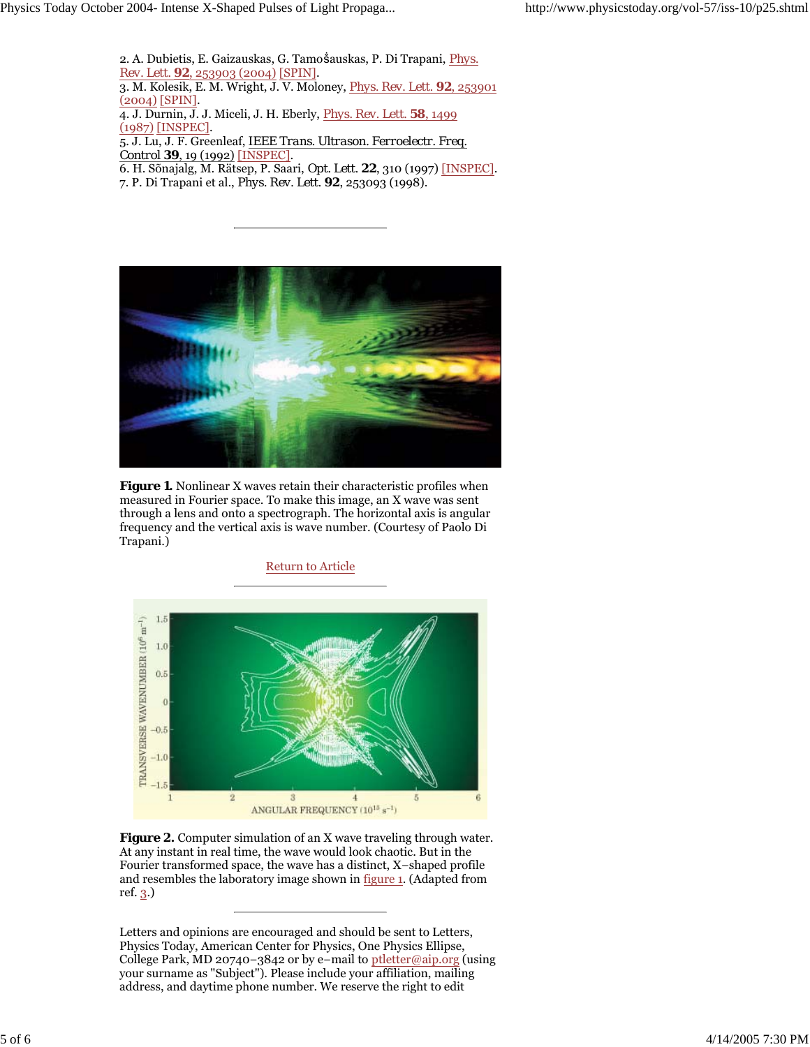2. A. Dubietis, E. Gaizauskas, G. Tamošauskas, P. Di Trapani, Phys. Rev. Lett. **92**, 253903 (2004) [SPIN].
3. M. Kolesik, E. M. Wright, J. V. Moloney, Phys. Rev. Lett. **92**, 253901 (2004) [SPIN].
4. J. Durnin, J. J. Miceli, J. H. Eberly, Phys. Rev. Lett. **58**, 1499 (1987) [INSPEC].
5. J. Lu, J. F. Greenleaf, IEEE Trans. Ultrason. Ferroelectr. Freq. Control **39**, 19 (1992) [INSPEC].
6. H. Sõnajalg, M. Rätsep, P. Saari, Opt. Lett. **22**, 310 (1997) [INSPEC].
7. P. Di Trapani et al., Phys. Rev. Lett. **92**, 253093 (1998).

---

**Figure 1.** Nonlinear X waves retain their characteristic profiles when measured in Fourier space. To make this image, an X wave was sent through a lens and onto a spectrograph. The horizontal axis is angular frequency and the vertical axis is wave number. (Courtesy of Paolo Di Trapani.)

Return to Article

---

TRANSVERSE WAVENUMBER ($10^6$ m$^{-1}$)

1.5
1.0
0.5
0
−0.5
−1.0
−1.5

1 2 3 4 5 6

ANGULAR FREQUENCY ($10^{15}$ s$^{-1}$)

**Figure 2.** Computer simulation of an X wave traveling through water. At any instant in real time, the wave would look chaotic. But in the Fourier transformed space, the wave has a distinct, X–shaped profile and resembles the laboratory image shown in figure 1. (Adapted from ref. 3.)

---

Letters and opinions are encouraged and should be sent to Letters, Physics Today, American Center for Physics, One Physics Ellipse, College Park, MD 20740–3842 or by e–mail to ptletter@aip.org (using your surname as "Subject"). Please include your affiliation, mailing address, and daytime phone number. We reserve the right to edit